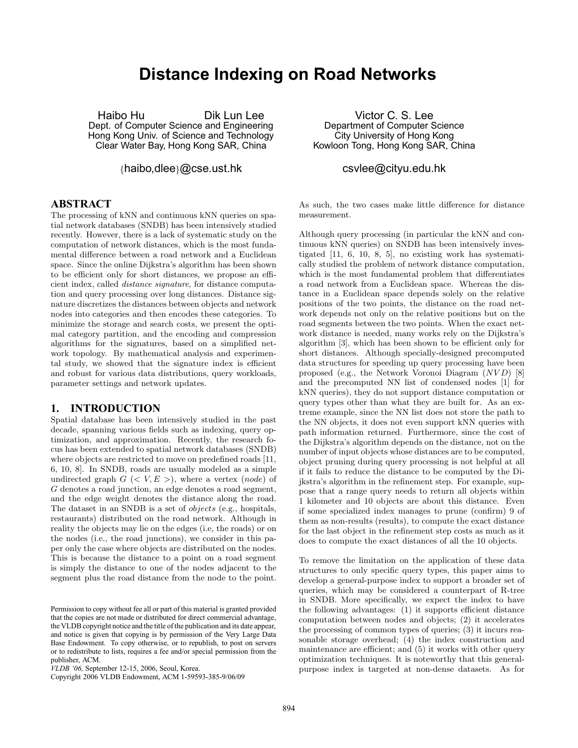# Distance Indexing on Road Networks

Haibo Hu Dik Lun Lee
Dept. of Computer Science and Engineering
Hong Kong Univ. of Science and Technology
Clear Water Bay, Hong Kong SAR, China

{haibo,dlee}@cse.ust.hk

Victor C. S. Lee
Department of Computer Science
City University of Hong Kong
Kowloon Tong, Hong Kong SAR, China

csvlee@cityu.edu.hk

## ABSTRACT

The processing of kNN and continuous kNN queries on spatial network databases (SNDB) has been intensively studied recently. However, there is a lack of systematic study on the computation of network distances, which is the most fundamental difference between a road network and a Euclidean space. Since the online Dijkstra's algorithm has been shown to be efficient only for short distances, we propose an efficient index, called *distance signature*, for distance computation and query processing over long distances. Distance signature discretizes the distances between objects and network nodes into categories and then encodes these categories. To minimize the storage and search costs, we present the optimal category partition, and the encoding and compression algorithms for the signatures, based on a simplified network topology. By mathematical analysis and experimental study, we showed that the signature index is efficient and robust for various data distributions, query workloads, parameter settings and network updates.

## 1. INTRODUCTION

Spatial database has been intensively studied in the past decade, spanning various fields such as indexing, query optimization, and approximation. Recently, the research focus has been extended to spatial network databases (SNDB) where objects are restricted to move on predefined roads [11, 6, 10, 8]. In SNDB, roads are usually modeled as a simple undirected graph $G$ ($< V, E >$), where a vertex (*node*) of $G$ denotes a road junction, an edge denotes a road segment, and the edge weight denotes the distance along the road. The dataset in an SNDB is a set of *objects* (e.g., hospitals, restaurants) distributed on the road network. Although in reality the objects may lie on the edges (i.e, the roads) or on the nodes (i.e., the road junctions), we consider in this paper only the case where objects are distributed on the nodes. This is because the distance to a point on a road segment is simply the distance to one of the nodes adjacent to the segment plus the road distance from the node to the point. As such, the two cases make little difference for distance measurement.

Permission to copy without fee all or part of this material is granted provided that the copies are not made or distributed for direct commercial advantage, the VLDB copyright notice and the title of the publication and its date appear, and notice is given that copying is by permission of the Very Large Data Base Endowment. To copy otherwise, or to republish, to post on servers or to redistribute to lists, requires a fee and/or special permission from the publisher, ACM.
*VLDB '06,* September 12-15, 2006, Seoul, Korea.
Copyright 2006 VLDB Endowment, ACM 1-59593-385-9/06/09

Although query processing (in particular the kNN and continuous kNN queries) on SNDB has been intensively investigated [11, 6, 10, 8, 5], no existing work has systematically studied the problem of network distance computation, which is the most fundamental problem that differentiates a road network from a Euclidean space. Whereas the distance in a Euclidean space depends solely on the relative positions of the two points, the distance on the road network depends not only on the relative positions but on the road segments between the two points. When the exact network distance is needed, many works rely on the Dijkstra's algorithm [3], which has been shown to be efficient only for short distances. Although specially-designed precomputed data structures for speeding up query processing have been proposed (e.g., the Network Voronoi Diagram ($NVD$) [8] and the precomputed NN list of condensed nodes [1] for kNN queries), they do not support distance computation or query types other than what they are built for. As an extreme example, since the NN list does not store the path to the NN objects, it does not even support kNN queries with path information returned. Furthermore, since the cost of the Dijkstra's algorithm depends on the distance, not on the number of input objects whose distances are to be computed, object pruning during query processing is not helpful at all if it fails to reduce the distance to be computed by the Dijkstra's algorithm in the refinement step. For example, suppose that a range query needs to return all objects within 1 kilometer and 10 objects are about this distance. Even if some specialized index manages to prune (confirm) 9 of them as non-results (results), to compute the exact distance for the last object in the refinement step costs as much as it does to compute the exact distances of all the 10 objects.

To remove the limitation on the application of these data structures to only specific query types, this paper aims to develop a general-purpose index to support a broader set of queries, which may be considered a counterpart of R-tree in SNDB. More specifically, we expect the index to have the following advantages: (1) it supports efficient distance computation between nodes and objects; (2) it accelerates the processing of common types of queries; (3) it incurs reasonable storage overhead; (4) the index construction and maintenance are efficient; and (5) it works with other query optimization techniques. It is noteworthy that this general-purpose index is targeted at non-dense datasets. As for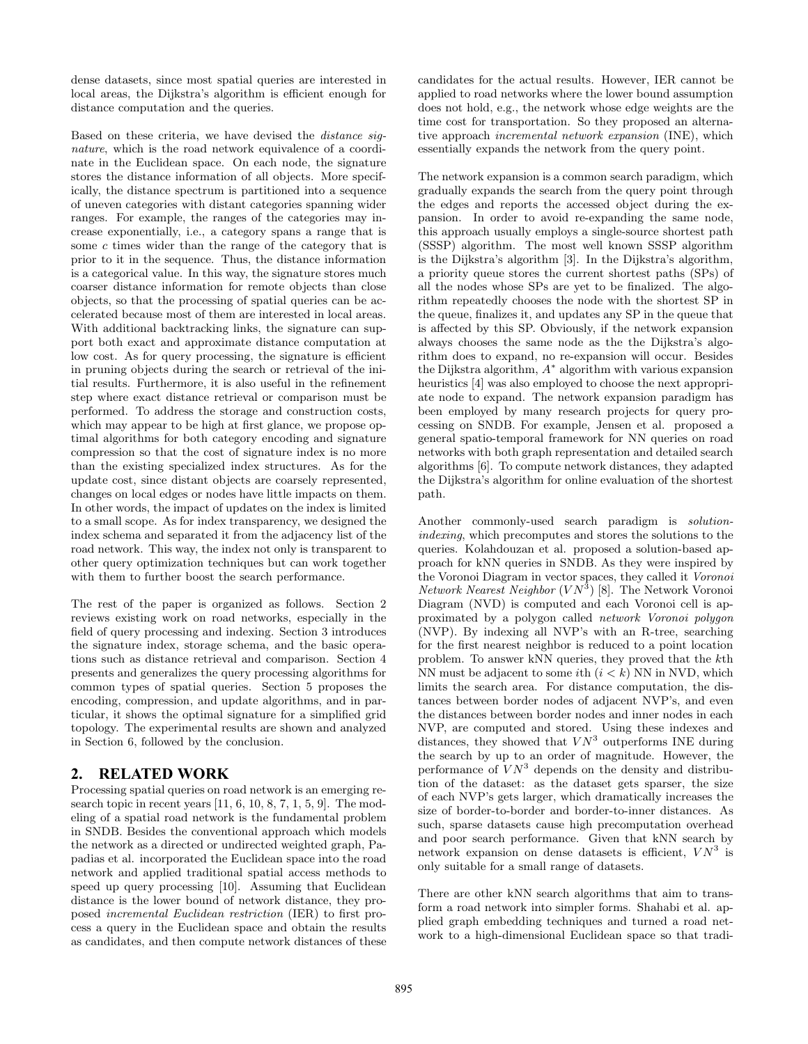dense datasets, since most spatial queries are interested in local areas, the Dijkstra's algorithm is efficient enough for distance computation and the queries.

Based on these criteria, we have devised the *distance signature*, which is the road network equivalence of a coordinate in the Euclidean space. On each node, the signature stores the distance information of all objects. More specifically, the distance spectrum is partitioned into a sequence of uneven categories with distant categories spanning wider ranges. For example, the ranges of the categories may increase exponentially, i.e., a category spans a range that is some $c$ times wider than the range of the category that is prior to it in the sequence. Thus, the distance information is a categorical value. In this way, the signature stores much coarser distance information for remote objects than close objects, so that the processing of spatial queries can be accelerated because most of them are interested in local areas. With additional backtracking links, the signature can support both exact and approximate distance computation at low cost. As for query processing, the signature is efficient in pruning objects during the search or retrieval of the initial results. Furthermore, it is also useful in the refinement step where exact distance retrieval or comparison must be performed. To address the storage and construction costs, which may appear to be high at first glance, we propose optimal algorithms for both category encoding and signature compression so that the cost of signature index is no more than the existing specialized index structures. As for the update cost, since distant objects are coarsely represented, changes on local edges or nodes have little impacts on them. In other words, the impact of updates on the index is limited to a small scope. As for index transparency, we designed the index schema and separated it from the adjacency list of the road network. This way, the index not only is transparent to other query optimization techniques but can work together with them to further boost the search performance.

The rest of the paper is organized as follows. Section 2 reviews existing work on road networks, especially in the field of query processing and indexing. Section 3 introduces the signature index, storage schema, and the basic operations such as distance retrieval and comparison. Section 4 presents and generalizes the query processing algorithms for common types of spatial queries. Section 5 proposes the encoding, compression, and update algorithms, and in particular, it shows the optimal signature for a simplified grid topology. The experimental results are shown and analyzed in Section 6, followed by the conclusion.

## 2. RELATED WORK

Processing spatial queries on road network is an emerging research topic in recent years [11, 6, 10, 8, 7, 1, 5, 9]. The modeling of a spatial road network is the fundamental problem in SNDB. Besides the conventional approach which models the network as a directed or undirected weighted graph, Papadias et al. incorporated the Euclidean space into the road network and applied traditional spatial access methods to speed up query processing [10]. Assuming that Euclidean distance is the lower bound of network distance, they proposed *incremental Euclidean restriction* (IER) to first process a query in the Euclidean space and obtain the results as candidates, and then compute network distances of these candidates for the actual results. However, IER cannot be applied to road networks where the lower bound assumption does not hold, e.g., the network whose edge weights are the time cost for transportation. So they proposed an alternative approach *incremental network expansion* (INE), which essentially expands the network from the query point.

The network expansion is a common search paradigm, which gradually expands the search from the query point through the edges and reports the accessed object during the expansion. In order to avoid re-expanding the same node, this approach usually employs a single-source shortest path (SSSP) algorithm. The most well known SSSP algorithm is the Dijkstra's algorithm [3]. In the Dijkstra's algorithm, a priority queue stores the current shortest paths (SPs) of all the nodes whose SPs are yet to be finalized. The algorithm repeatedly chooses the node with the shortest SP in the queue, finalizes it, and updates any SP in the queue that is affected by this SP. Obviously, if the network expansion always chooses the same node as the the Dijkstra's algorithm does to expand, no re-expansion will occur. Besides the Dijkstra algorithm, $A^*$ algorithm with various expansion heuristics [4] was also employed to choose the next appropriate node to expand. The network expansion paradigm has been employed by many research projects for query processing on SNDB. For example, Jensen et al. proposed a general spatio-temporal framework for NN queries on road networks with both graph representation and detailed search algorithms [6]. To compute network distances, they adapted the Dijkstra's algorithm for online evaluation of the shortest path.

Another commonly-used search paradigm is *solution-indexing*, which precomputes and stores the solutions to the queries. Kolahdouzan et al. proposed a solution-based approach for kNN queries in SNDB. As they were inspired by the Voronoi Diagram in vector spaces, they called it *Voronoi Network Nearest Neighbor* ($VN^3$) [8]. The Network Voronoi Diagram (NVD) is computed and each Voronoi cell is approximated by a polygon called *network Voronoi polygon* (NVP). By indexing all NVP's with an R-tree, searching for the first nearest neighbor is reduced to a point location problem. To answer kNN queries, they proved that the $k$th NN must be adjacent to some $i$th ($i < k$) NN in NVD, which limits the search area. For distance computation, the distances between border nodes of adjacent NVP's, and even the distances between border nodes and inner nodes in each NVP, are computed and stored. Using these indexes and distances, they showed that $VN^3$ outperforms INE during the search by up to an order of magnitude. However, the performance of $VN^3$ depends on the density and distribution of the dataset: as the dataset gets sparser, the size of each NVP's gets larger, which dramatically increases the size of border-to-border and border-to-inner distances. As such, sparse datasets cause high precomputation overhead and poor search performance. Given that kNN search by network expansion on dense datasets is efficient, $VN^3$ is only suitable for a small range of datasets.

There are other kNN search algorithms that aim to transform a road network into simpler forms. Shahabi et al. applied graph embedding techniques and turned a road network to a high-dimensional Euclidean space so that tradi-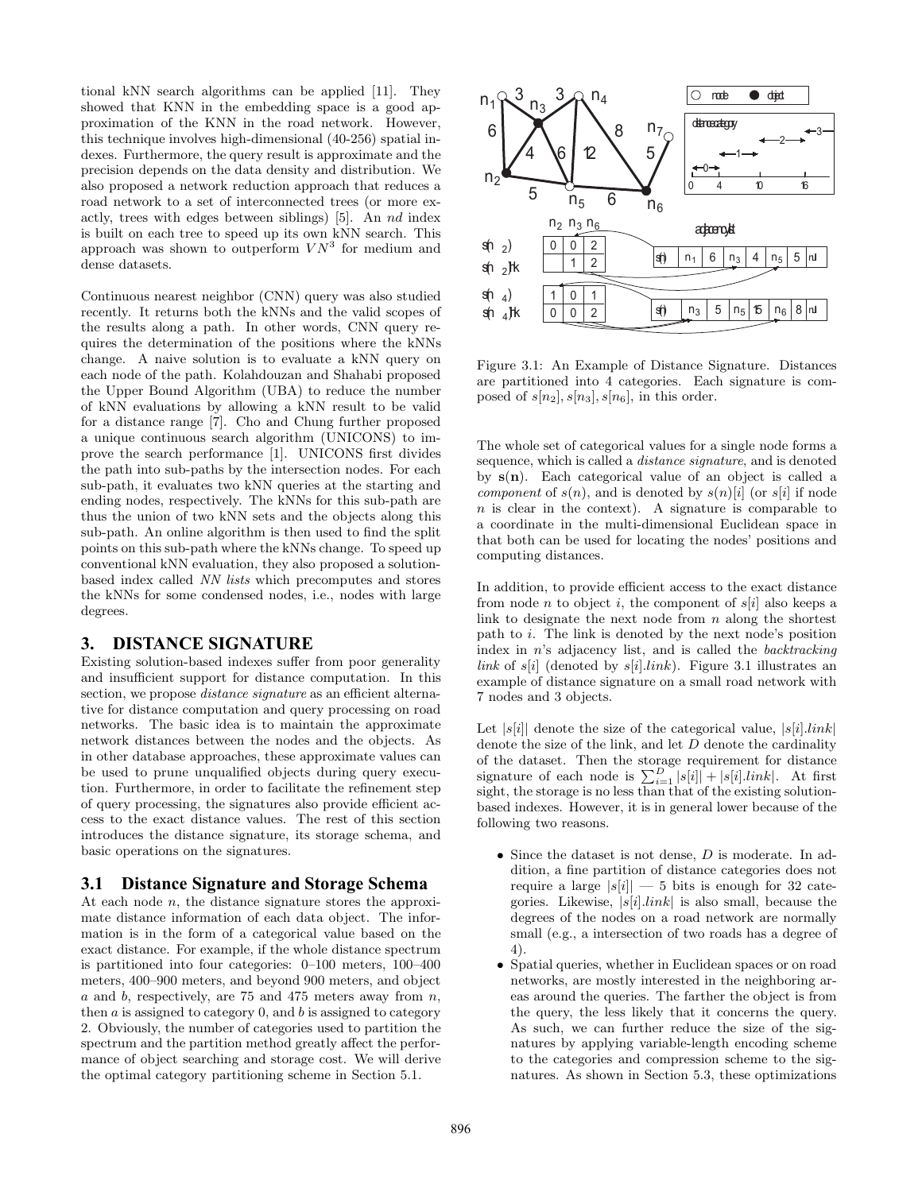tional kNN search algorithms can be applied [11]. They showed that KNN in the embedding space is a good approximation of the KNN in the road network. However, this technique involves high-dimensional (40-256) spatial indexes. Furthermore, the query result is approximate and the precision depends on the data density and distribution. We also proposed a network reduction approach that reduces a road network to a set of interconnected trees (or more exactly, trees with edges between siblings) [5]. An *nd* index is built on each tree to speed up its own kNN search. This approach was shown to outperform $VN^3$ for medium and dense datasets.

Continuous nearest neighbor (CNN) query was also studied recently. It returns both the kNNs and the valid scopes of the results along a path. In other words, CNN query requires the determination of the positions where the kNNs change. A naive solution is to evaluate a kNN query on each node of the path. Kolahdouzan and Shahabi proposed the Upper Bound Algorithm (UBA) to reduce the number of kNN evaluations by allowing a kNN result to be valid for a distance range [7]. Cho and Chung further proposed a unique continuous search algorithm (UNICONS) to improve the search performance [1]. UNICONS first divides the path into sub-paths by the intersection nodes. For each sub-path, it evaluates two kNN queries at the starting and ending nodes, respectively. The kNNs for this sub-path are thus the union of two kNN sets and the objects along this sub-path. An online algorithm is then used to find the split points on this sub-path where the kNNs change. To speed up conventional kNN evaluation, they also proposed a solution-based index called *NN lists* which precomputes and stores the kNNs for some condensed nodes, i.e., nodes with large degrees.

## 3. DISTANCE SIGNATURE

Existing solution-based indexes suffer from poor generality and insufficient support for distance computation. In this section, we propose *distance signature* as an efficient alternative for distance computation and query processing on road networks. The basic idea is to maintain the approximate network distances between the nodes and the objects. As in other database approaches, these approximate values can be used to prune unqualified objects during query execution. Furthermore, in order to facilitate the refinement step of query processing, the signatures also provide efficient access to the exact distance values. The rest of this section introduces the distance signature, its storage schema, and basic operations on the signatures.

### 3.1 Distance Signature and Storage Schema

At each node $n$, the distance signature stores the approximate distance information of each data object. The information is in the form of a categorical value based on the exact distance. For example, if the whole distance spectrum is partitioned into four categories: 0–100 meters, 100–400 meters, 400–900 meters, and beyond 900 meters, and object $a$ and $b$, respectively, are 75 and 475 meters away from $n$, then $a$ is assigned to category 0, and $b$ is assigned to category 2. Obviously, the number of categories used to partition the spectrum and the partition method greatly affect the performance of object searching and storage cost. We will derive the optimal category partitioning scheme in Section 5.1.

Figure 3.1: An Example of Distance Signature. Distances are partitioned into 4 categories. Each signature is composed of $s[n_2], s[n_3], s[n_6]$, in this order.

The whole set of categorical values for a single node forms a sequence, which is called a *distance signature*, and is denoted by $\mathbf{s(n)}$. Each categorical value of an object is called a *component* of $s(n)$, and is denoted by $s(n)[i]$ (or $s[i]$ if node $n$ is clear in the context). A signature is comparable to a coordinate in the multi-dimensional Euclidean space in that both can be used for locating the nodes' positions and computing distances.

In addition, to provide efficient access to the exact distance from node $n$ to object $i$, the component of $s[i]$ also keeps a link to designate the next node from $n$ along the shortest path to $i$. The link is denoted by the next node's position index in $n$'s adjacency list, and is called the *backtracking link* of $s[i]$ (denoted by $s[i].link$). Figure 3.1 illustrates an example of distance signature on a small road network with 7 nodes and 3 objects.

Let $|s[i]|$ denote the size of the categorical value, $|s[i].link|$ denote the size of the link, and let $D$ denote the cardinality of the dataset. Then the storage requirement for distance signature of each node is $\sum_{i=1}^{D} |s[i]| + |s[i].link|$. At first sight, the storage is no less than that of the existing solution-based indexes. However, it is in general lower because of the following two reasons.

- Since the dataset is not dense, $D$ is moderate. In addition, a fine partition of distance categories does not require a large $|s[i]|$ — 5 bits is enough for 32 categories. Likewise, $|s[i].link|$ is also small, because the degrees of the nodes on a road network are normally small (e.g., a intersection of two roads has a degree of 4).
- Spatial queries, whether in Euclidean spaces or on road networks, are mostly interested in the neighboring areas around the queries. The farther the object is from the query, the less likely that it concerns the query. As such, we can further reduce the size of the signatures by applying variable-length encoding scheme to the categories and compression scheme to the signatures. As shown in Section 5.3, these optimizations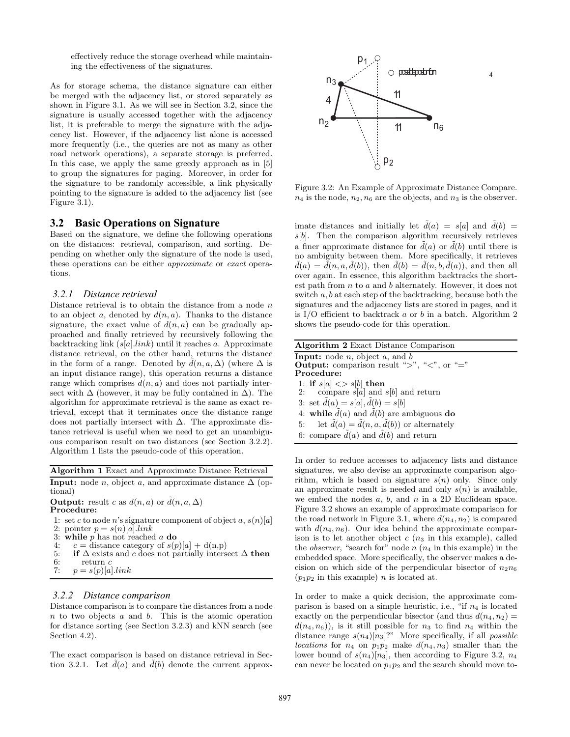effectively reduce the storage overhead while maintaining the effectiveness of the signatures.

As for storage schema, the distance signature can either be merged with the adjacency list, or stored separately as shown in Figure 3.1. As we will see in Section 3.2, since the signature is usually accessed together with the adjacency list, it is preferable to merge the signature with the adjacency list. However, if the adjacency list alone is accessed more frequently (i.e., the queries are not as many as other road network operations), a separate storage is preferred. In this case, we apply the same greedy approach as in [5] to group the signatures for paging. Moreover, in order for the signature to be randomly accessible, a link physically pointing to the signature is added to the adjacency list (see Figure 3.1).

## 3.2 Basic Operations on Signature

Based on the signature, we define the following operations on the distances: retrieval, comparison, and sorting. Depending on whether only the signature of the node is used, these operations can be either *approximate* or *exact* operations.

### 3.2.1 Distance retrieval

Distance retrieval is to obtain the distance from a node $n$ to an object $a$, denoted by $d(n, a)$. Thanks to the distance signature, the exact value of $d(n, a)$ can be gradually approached and finally retrieved by recursively following the backtracking link ($s[a].link$) until it reaches $a$. Approximate distance retrieval, on the other hand, returns the distance in the form of a range. Denoted by $\tilde{d}(n, a, \Delta)$ (where $\Delta$ is an input distance range), this operation returns a distance range which comprises $d(n, a)$ and does not partially intersect with $\Delta$ (however, it may be fully contained in $\Delta$). The algorithm for approximate retrieval is the same as exact retrieval, except that it terminates once the distance range does not partially intersect with $\Delta$. The approximate distance retrieval is useful when we need to get an unambiguous comparison result on two distances (see Section 3.2.2). Algorithm 1 lists the pseudo-code of this operation.

**Algorithm 1** Exact and Approximate Distance Retrieval

**Input:** node $n$, object $a$, and approximate distance $\Delta$ (optional)
**Output:** result $c$ as $d(n, a)$ or $\tilde{d}(n, a, \Delta)$
**Procedure:**

1: set $c$ to node $n$'s signature component of object $a$, $s(n)[a]$
2: pointer $p = s(n)[a].link$
3: **while** $p$ has not reached $a$ **do**
4: $c$ = distance category of $s(p)[a]$ + d(n,p)
5: **if** $\Delta$ exists and $c$ does not partially intersect $\Delta$ **then**
6: return $c$
7: $p = s(p)[a].link$

### 3.2.2 Distance comparison

Distance comparison is to compare the distances from a node $n$ to two objects $a$ and $b$. This is the atomic operation for distance sorting (see Section 3.2.3) and kNN search (see Section 4.2).

The exact comparison is based on distance retrieval in Section 3.2.1. Let $\tilde{d}(a)$ and $\tilde{d}(b)$ denote the current approximate distances and initially let $\tilde{d}(a) = s[a]$ and $\tilde{d}(b) = s[b]$. Then the comparison algorithm recursively retrieves a finer approximate distance for $\tilde{d}(a)$ or $\tilde{d}(b)$ until there is no ambiguity between them. More specifically, it retrieves $\tilde{d}(a) = \tilde{d}(n, a, \tilde{d}(b))$, then $\tilde{d}(b) = \tilde{d}(n, b, \tilde{d}(a))$, and then all over again. In essence, this algorithm backtracks the shortest path from $n$ to $a$ and $b$ alternately. However, it does not switch $a, b$ at each step of the backtracking, because both the signatures and the adjacency lists are stored in pages, and it is I/O efficient to backtrack $a$ or $b$ in a batch. Algorithm 2 shows the pseudo-code for this operation.

**Algorithm 2** Exact Distance Comparison

**Input:** node $n$, object $a$, and $b$
**Output:** comparison result ">", "<", or "="
**Procedure:**

1: **if** $s[a] <> s[b]$ **then**
2: compare $s[a]$ and $s[b]$ and return
3: set $\tilde{d}(a) = s[a], \tilde{d}(b) = s[b]$
4: **while** $\tilde{d}(a)$ and $\tilde{d}(b)$ are ambiguous **do**
5: let $\tilde{d}(a) = \tilde{d}(n, a, \tilde{d}(b))$ or alternately
6: compare $\tilde{d}(a)$ and $\tilde{d}(b)$ and return

Figure 3.2: An Example of Approximate Distance Compare. $n_4$ is the node, $n_2, n_6$ are the objects, and $n_3$ is the observer.

In order to reduce accesses to adjacency lists and distance signatures, we also devise an approximate comparison algorithm, which is based on signature $s(n)$ only. Since only an approximate result is needed and only $s(n)$ is available, we embed the nodes $a$, $b$, and $n$ in a 2D Euclidean space. Figure 3.2 shows an example of approximate comparison for the road network in Figure 3.1, where $d(n_4, n_2)$ is compared with $d(n_4, n_6)$. Our idea behind the approximate comparison is to let another object $c$ ($n_3$ in this example), called the *observer*, "search for" node $n$ ($n_4$ in this example) in the embedded space. More specifically, the observer makes a decision on which side of the perpendicular bisector of $n_2n_6$ ($p_1p_2$ in this example) $n$ is located at.

In order to make a quick decision, the approximate comparison is based on a simple heuristic, i.e., "if $n_4$ is located exactly on the perpendicular bisector (and thus $d(n_4, n_2) = d(n_4, n_6)$), is it still possible for $n_3$ to find $n_4$ within the distance range $s(n_4)[n_3]$?" More specifically, if all *possible locations* for $n_4$ on $p_1p_2$ make $d(n_4, n_3)$ smaller than the lower bound of $s(n_4)[n_3]$, then according to Figure 3.2, $n_4$ can never be located on $p_1p_2$ and the search should move to-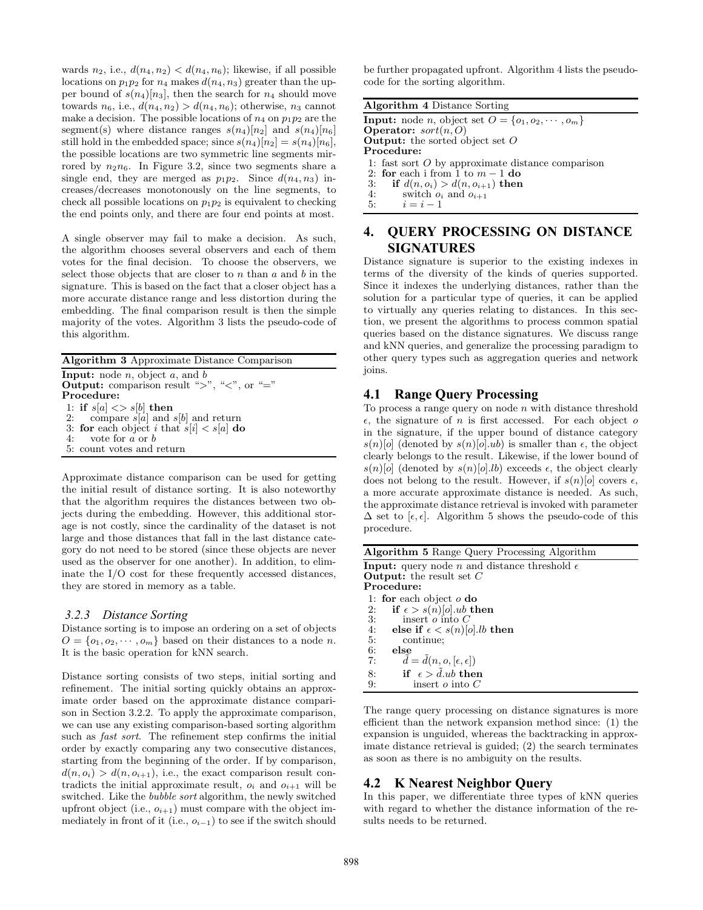wards $n_2$, i.e., $d(n_4, n_2) < d(n_4, n_6)$; likewise, if all possible locations on $p_1p_2$ for $n_4$ makes $d(n_4, n_3)$ greater than the upper bound of $s(n_4)[n_3]$, then the search for $n_4$ should move towards $n_6$, i.e., $d(n_4, n_2) > d(n_4, n_6)$; otherwise, $n_3$ cannot make a decision. The possible locations of $n_4$ on $p_1p_2$ are the segment(s) where distance ranges $s(n_4)[n_2]$ and $s(n_4)[n_6]$ still hold in the embedded space; since $s(n_4)[n_2] = s(n_4)[n_6]$, the possible locations are two symmetric line segments mirrored by $n_2n_6$. In Figure 3.2, since two segments share a single end, they are merged as $p_1p_2$. Since $d(n_4, n_3)$ increases/decreases monotonously on the line segments, to check all possible locations on $p_1p_2$ is equivalent to checking the end points only, and there are four end points at most.

A single observer may fail to make a decision. As such, the algorithm chooses several observers and each of them votes for the final decision. To choose the observers, we select those objects that are closer to $n$ than $a$ and $b$ in the signature. This is based on the fact that a closer object has a more accurate distance range and less distortion during the embedding. The final comparison result is then the simple majority of the votes. Algorithm 3 lists the pseudo-code of this algorithm.

**Algorithm 3** Approximate Distance Comparison

**Input:** node $n$, object $a$, and $b$
**Output:** comparison result ">", "<", or "="
**Procedure:**

```
1: if s[a] <> s[b] then
2:    compare s[a] and s[b] and return
3: for each object i that s[i] < s[a] do
4:    vote for a or b
5: count votes and return
```

Approximate distance comparison can be used for getting the initial result of distance sorting. It is also noteworthy that the algorithm requires the distances between two objects during the embedding. However, this additional storage is not costly, since the cardinality of the dataset is not large and those distances that fall in the last distance category do not need to be stored (since these objects are never used as the observer for one another). In addition, to eliminate the I/O cost for these frequently accessed distances, they are stored in memory as a table.

#### *3.2.3 Distance Sorting*

Distance sorting is to impose an ordering on a set of objects $O = \{o_1, o_2, \cdots, o_m\}$ based on their distances to a node $n$. It is the basic operation for kNN search.

Distance sorting consists of two steps, initial sorting and refinement. The initial sorting quickly obtains an approximate order based on the approximate distance comparison in Section 3.2.2. To apply the approximate comparison, we can use any existing comparison-based sorting algorithm such as *fast sort*. The refinement step confirms the initial order by exactly comparing any two consecutive distances, starting from the beginning of the order. If by comparison, $d(n, o_i) > d(n, o_{i+1})$, i.e., the exact comparison result contradicts the initial approximate result, $o_i$ and $o_{i+1}$ will be switched. Like the *bubble sort* algorithm, the newly switched upfront object (i.e., $o_{i+1}$) must compare with the object immediately in front of it (i.e., $o_{i-1}$) to see if the switch should be further propagated upfront. Algorithm 4 lists the pseudo-code for the sorting algorithm.

**Algorithm 4** Distance Sorting

**Input:** node $n$, object set $O = \{o_1, o_2, \cdots, o_m\}$
**Operator:** $sort(n, O)$
**Output:** the sorted object set $O$
**Procedure:**

```
1: fast sort O by approximate distance comparison
2: for each i from 1 to m − 1 do
3:    if d(n, o_i) > d(n, o_{i+1}) then
4:       switch o_i and o_{i+1}
5:       i = i − 1
```

## 4. QUERY PROCESSING ON DISTANCE SIGNATURES

Distance signature is superior to the existing indexes in terms of the diversity of the kinds of queries supported. Since it indexes the underlying distances, rather than the solution for a particular type of queries, it can be applied to virtually any queries relating to distances. In this section, we present the algorithms to process common spatial queries based on the distance signatures. We discuss range and kNN queries, and generalize the processing paradigm to other query types such as aggregation queries and network joins.

### 4.1 Range Query Processing

To process a range query on node $n$ with distance threshold $\epsilon$, the signature of $n$ is first accessed. For each object $o$ in the signature, if the upper bound of distance category $s(n)[o]$ (denoted by $s(n)[o].ub$) is smaller than $\epsilon$, the object clearly belongs to the result. Likewise, if the lower bound of $s(n)[o]$ (denoted by $s(n)[o].lb$) exceeds $\epsilon$, the object clearly does not belong to the result. However, if $s(n)[o]$ covers $\epsilon$, a more accurate approximate distance is needed. As such, the approximate distance retrieval is invoked with parameter $\Delta$ set to $[\epsilon, \epsilon]$. Algorithm 5 shows the pseudo-code of this procedure.

**Algorithm 5** Range Query Processing Algorithm

**Input:** query node $n$ and distance threshold $\epsilon$
**Output:** the result set $C$
**Procedure:**

```
1: for each object o do
2:    if ε > s(n)[o].ub then
3:       insert o into C
4:    else if ε < s(n)[o].lb then
5:       continue;
6:    else
7:       d̃ = d̃(n, o, [ε, ε])
8:       if ε > d̃.ub then
9:          insert o into C
```

The range query processing on distance signatures is more efficient than the network expansion method since: (1) the expansion is unguided, whereas the backtracking in approximate distance retrieval is guided; (2) the search terminates as soon as there is no ambiguity on the results.

### 4.2 K Nearest Neighbor Query

In this paper, we differentiate three types of kNN queries with regard to whether the distance information of the results needs to be returned.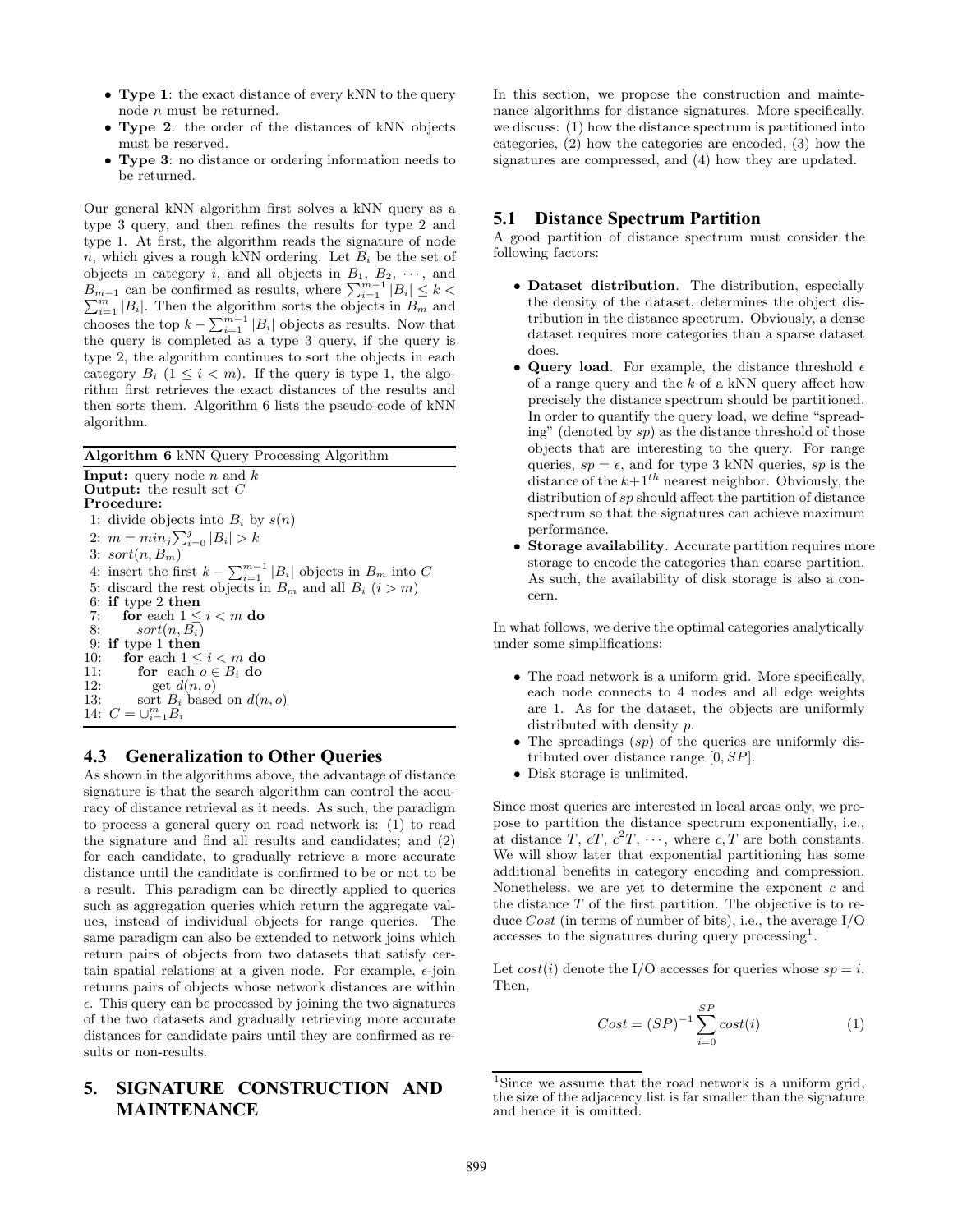- **Type 1**: the exact distance of every kNN to the query node $n$ must be returned.
- **Type 2**: the order of the distances of kNN objects must be reserved.
- **Type 3**: no distance or ordering information needs to be returned.

Our general kNN algorithm first solves a kNN query as a type 3 query, and then refines the results for type 2 and type 1. At first, the algorithm reads the signature of node $n$, which gives a rough kNN ordering. Let $B_i$ be the set of objects in category $i$, and all objects in $B_1$, $B_2$, $\cdots$, and $B_{m-1}$ can be confirmed as results, where $\sum_{i=1}^{m-1}|B_i| \leq k < \sum_{i=1}^{m}|B_i|$. Then the algorithm sorts the objects in $B_m$ and chooses the top $k - \sum_{i=1}^{m-1}|B_i|$ objects as results. Now that the query is completed as a type 3 query, if the query is type 2, the algorithm continues to sort the objects in each category $B_i$ ($1 \leq i < m$). If the query is type 1, the algorithm first retrieves the exact distances of the results and then sorts them. Algorithm 6 lists the pseudo-code of kNN algorithm.

**Algorithm 6** kNN Query Processing Algorithm

**Input:** query node $n$ and $k$
**Output:** the result set $C$
**Procedure:**

```
1: divide objects into B_i by s(n)
2: m = min_j Σ_{i=0}^{j} |B_i| > k
3: sort(n, B_m)
4: insert the first k − Σ_{i=1}^{m−1} |B_i| objects in B_m into C
5: discard the rest objects in B_m and all B_i (i > m)
6: if type 2 then
7:    for each 1 ≤ i < m do
8:       sort(n, B_i)
9: if type 1 then
10:   for each 1 ≤ i < m do
11:      for each o ∈ B_i do
12:         get d(n, o)
13:      sort B_i based on d(n, o)
14: C = ∪_{i=1}^{m} B_i
```

## 4.3 Generalization to Other Queries

As shown in the algorithms above, the advantage of distance signature is that the search algorithm can control the accuracy of distance retrieval as it needs. As such, the paradigm to process a general query on road network is: (1) to read the signature and find all results and candidates; and (2) for each candidate, to gradually retrieve a more accurate distance until the candidate is confirmed to be or not to be a result. This paradigm can be directly applied to queries such as aggregation queries which return the aggregate values, instead of individual objects for range queries. The same paradigm can also be extended to network joins which return pairs of objects from two datasets that satisfy certain spatial relations at a given node. For example, $\epsilon$-join returns pairs of objects whose network distances are within $\epsilon$. This query can be processed by joining the two signatures of the two datasets and gradually retrieving more accurate distances for candidate pairs until they are confirmed as results or non-results.

# 5. SIGNATURE CONSTRUCTION AND MAINTENANCE

In this section, we propose the construction and maintenance algorithms for distance signatures. More specifically, we discuss: (1) how the distance spectrum is partitioned into categories, (2) how the categories are encoded, (3) how the signatures are compressed, and (4) how they are updated.

## 5.1 Distance Spectrum Partition

A good partition of distance spectrum must consider the following factors:

- **Dataset distribution**. The distribution, especially the density of the dataset, determines the object distribution in the distance spectrum. Obviously, a dense dataset requires more categories than a sparse dataset does.
- **Query load**. For example, the distance threshold $\epsilon$ of a range query and the $k$ of a kNN query affect how precisely the distance spectrum should be partitioned. In order to quantify the query load, we define "spreading" (denoted by *sp*) as the distance threshold of those objects that are interesting to the query. For range queries, $sp = \epsilon$, and for type 3 kNN queries, *sp* is the distance of the $k+1^{th}$ nearest neighbor. Obviously, the distribution of *sp* should affect the partition of distance spectrum so that the signatures can achieve maximum performance.
- **Storage availability**. Accurate partition requires more storage to encode the categories than coarse partition. As such, the availability of disk storage is also a concern.

In what follows, we derive the optimal categories analytically under some simplifications:

- The road network is a uniform grid. More specifically, each node connects to 4 nodes and all edge weights are 1. As for the dataset, the objects are uniformly distributed with density $p$.
- The spreadings (*sp*) of the queries are uniformly distributed over distance range $[0, SP]$.
- Disk storage is unlimited.

Since most queries are interested in local areas only, we propose to partition the distance spectrum exponentially, i.e., at distance $T$, $cT$, $c^2T$, $\cdots$, where $c, T$ are both constants. We will show later that exponential partitioning has some additional benefits in category encoding and compression. Nonetheless, we are yet to determine the exponent $c$ and the distance $T$ of the first partition. The objective is to reduce *Cost* (in terms of number of bits), i.e., the average I/O accesses to the signatures during query processing[1].

Let $cost(i)$ denote the I/O accesses for queries whose $sp = i$. Then,

$$Cost = (SP)^{-1} \sum_{i=0}^{SP} cost(i) \qquad (1)$$

[1]Since we assume that the road network is a uniform grid, the size of the adjacency list is far smaller than the signature and hence it is omitted.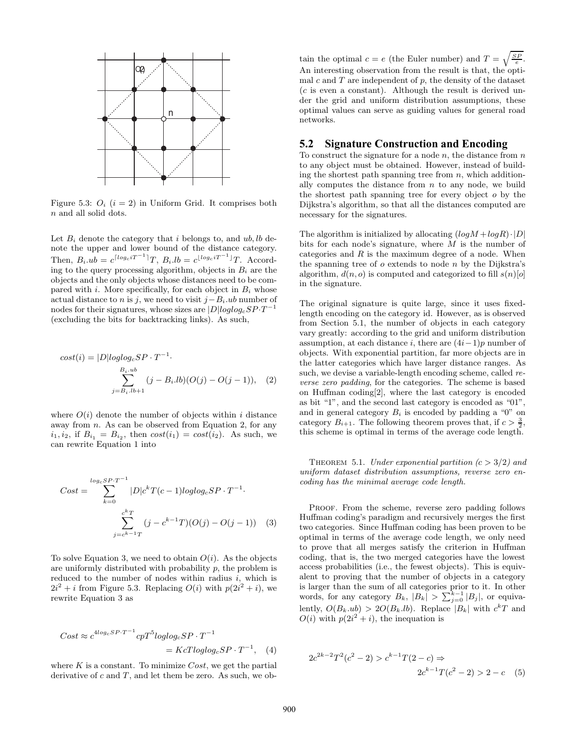Figure 5.3: $O_i$ ($i = 2$) in Uniform Grid. It comprises both $n$ and all solid dots.

Let $B_i$ denote the category that $i$ belongs to, and $ub, lb$ denote the upper and lower bound of the distance category. Then, $B_i.ub = c^{\lceil log_c i T^{-1} \rceil} T$, $B_i.lb = c^{\lfloor log_c i T^{-1} \rfloor} T$. According to the query processing algorithm, objects in $B_i$ are the objects and the only objects whose distances need to be compared with $i$. More specifically, for each object in $B_i$ whose actual distance to $n$ is $j$, we need to visit $j - B_i.ub$ number of nodes for their signatures, whose sizes are $|D| log log_c SP \cdot T^{-1}$ (excluding the bits for backtracking links). As such,

$$cost(i) = |D| log log_c SP \cdot T^{-1} \cdot \sum_{j=B_i.lb+1}^{B_i.ub} (j - B_i.lb)(O(j) - O(j-1)), \quad (2)$$

where $O(i)$ denote the number of objects within $i$ distance away from $n$. As can be observed from Equation 2, for any $i_1, i_2$, if $B_{i_1} = B_{i_2}$, then $cost(i_1) = cost(i_2)$. As such, we can rewrite Equation 1 into

$$Cost = \sum_{k=0}^{log_c SP \cdot T^{-1}} |D| c^k T(c-1) log log_c SP \cdot T^{-1} \cdot \sum_{j=c^{k-1}T}^{c^k T} (j - c^{k-1}T)(O(j) - O(j-1)) \quad (3)$$

To solve Equation 3, we need to obtain $O(i)$. As the objects are uniformly distributed with probability $p$, the problem is reduced to the number of nodes within radius $i$, which is $2i^2 + i$ from Figure 5.3. Replacing $O(i)$ with $p(2i^2 + i)$, we rewrite Equation 3 as

$$Cost \approx c^{4 log_c SP \cdot T^{-1}} c p T^5 log log_c SP \cdot T^{-1} = K c T log log_c SP \cdot T^{-1}, \quad (4)$$

where $K$ is a constant. To minimize $Cost$, we get the partial derivative of $c$ and $T$, and let them be zero. As such, we obtain the optimal $c = e$ (the Euler number) and $T = \sqrt{\frac{SP}{e}}$. An interesting observation from the result is that, the optimal $c$ and $T$ are independent of $p$, the density of the dataset ($c$ is even a constant). Although the result is derived under the grid and uniform distribution assumptions, these optimal values can serve as guiding values for general road networks.

## 5.2 Signature Construction and Encoding

To construct the signature for a node $n$, the distance from $n$ to any object must be obtained. However, instead of building the shortest path spanning tree from $n$, which additionally computes the distance from $n$ to any node, we build the shortest path spanning tree for every object $o$ by the Dijkstra's algorithm, so that all the distances computed are necessary for the signatures.

The algorithm is initialized by allocating $(log M + log R) \cdot |D|$ bits for each node's signature, where $M$ is the number of categories and $R$ is the maximum degree of a node. When the spanning tree of $o$ extends to node $n$ by the Dijkstra's algorithm, $d(n, o)$ is computed and categorized to fill $s(n)[o]$ in the signature.

The original signature is quite large, since it uses fixed-length encoding on the category id. However, as is observed from Section 5.1, the number of objects in each category vary greatly: according to the grid and uniform distribution assumption, at each distance $i$, there are $(4i-1)p$ number of objects. With exponential partition, far more objects are in the latter categories which have larger distance ranges. As such, we devise a variable-length encoding scheme, called *reverse zero padding*, for the categories. The scheme is based on Huffman coding[2], where the last category is encoded as bit "1", and the second last category is encoded as "01", and in general category $B_i$ is encoded by padding a "0" on category $B_{i+1}$. The following theorem proves that, if $c > \frac{3}{2}$, this scheme is optimal in terms of the average code length.

Theorem 5.1. *Under exponential partition ($c > 3/2$) and uniform dataset distribution assumptions, reverse zero encoding has the minimal average code length.*

Proof. From the scheme, reverse zero padding follows Huffman coding's paradigm and recursively merges the first two categories. Since Huffman coding has been proven to be optimal in terms of the average code length, we only need to prove that all merges satisfy the criterion in Huffman coding, that is, the two merged categories have the lowest access probabilities (i.e., the fewest objects). This is equivalent to proving that the number of objects in a category is larger than the sum of all categories prior to it. In other words, for any category $B_k$, $|B_k| > \sum_{j=0}^{k-1} |B_j|$, or equivalently, $O(B_k.ub) > 2O(B_k.lb)$. Replace $|B_k|$ with $c^k T$ and $O(i)$ with $p(2i^2 + i)$, the inequation is

$$2c^{2k-2}T^2(c^2 - 2) > c^{k-1}T(2 - c) \Rightarrow 2c^{k-1}T(c^2 - 2) > 2 - c \quad (5)$$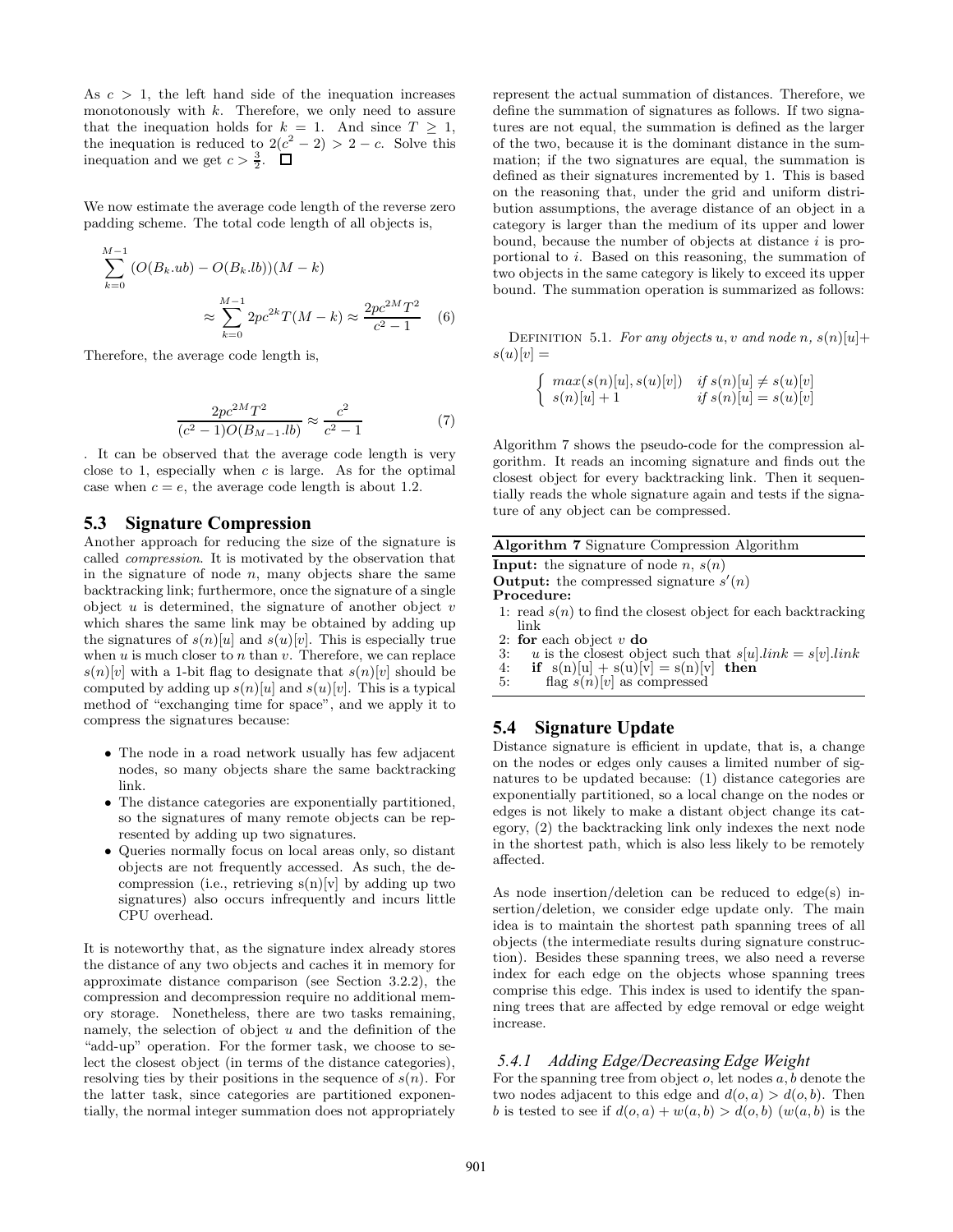As $c > 1$, the left hand side of the inequation increases monotonously with $k$. Therefore, we only need to assure that the inequation holds for $k = 1$. And since $T \geq 1$, the inequation is reduced to $2(c^2 - 2) > 2 - c$. Solve this inequation and we get $c > \frac{3}{2}$. $\square$

We now estimate the average code length of the reverse zero padding scheme. The total code length of all objects is,

$$\sum_{k=0}^{M-1} (O(B_k.ub) - O(B_k.lb))(M - k) \approx \sum_{k=0}^{M-1} 2pc^{2k}T(M - k) \approx \frac{2pc^{2M}T^2}{c^2 - 1} \quad (6)$$

Therefore, the average code length is,

$$\frac{2pc^{2M}T^2}{(c^2 - 1)O(B_{M-1}.lb)} \approx \frac{c^2}{c^2 - 1} \quad (7)$$

. It can be observed that the average code length is very close to 1, especially when $c$ is large. As for the optimal case when $c = e$, the average code length is about 1.2.

## 5.3 Signature Compression

Another approach for reducing the size of the signature is called *compression*. It is motivated by the observation that in the signature of node $n$, many objects share the same backtracking link; furthermore, once the signature of a single object $u$ is determined, the signature of another object $v$ which shares the same link may be obtained by adding up the signatures of $s(n)[u]$ and $s(u)[v]$. This is especially true when $u$ is much closer to $n$ than $v$. Therefore, we can replace $s(n)[v]$ with a 1-bit flag to designate that $s(n)[v]$ should be computed by adding up $s(n)[u]$ and $s(u)[v]$. This is a typical method of "exchanging time for space", and we apply it to compress the signatures because:

- The node in a road network usually has few adjacent nodes, so many objects share the same backtracking link.
- The distance categories are exponentially partitioned, so the signatures of many remote objects can be represented by adding up two signatures.
- Queries normally focus on local areas only, so distant objects are not frequently accessed. As such, the decompression (i.e., retrieving s(n)[v] by adding up two signatures) also occurs infrequently and incurs little CPU overhead.

It is noteworthy that, as the signature index already stores the distance of any two objects and caches it in memory for approximate distance comparison (see Section 3.2.2), the compression and decompression require no additional memory storage. Nonetheless, there are two tasks remaining, namely, the selection of object $u$ and the definition of the "add-up" operation. For the former task, we choose to select the closest object (in terms of the distance categories), resolving ties by their positions in the sequence of $s(n)$. For the latter task, since categories are partitioned exponentially, the normal integer summation does not appropriately represent the actual summation of distances. Therefore, we define the summation of signatures as follows. If two signatures are not equal, the summation is defined as the larger of the two, because it is the dominant distance in the summation; if the two signatures are equal, the summation is defined as their signatures incremented by 1. This is based on the reasoning that, under the grid and uniform distribution assumptions, the average distance of an object in a category is larger than the medium of its upper and lower bound, because the number of objects at distance $i$ is proportional to $i$. Based on this reasoning, the summation of two objects in the same category is likely to exceed its upper bound. The summation operation is summarized as follows:

DEFINITION 5.1. *For any objects $u, v$ and node $n$, $s(n)[u] + s(u)[v] =$*

$$\begin{cases} max(s(n)[u], s(u)[v]) & \text{if } s(n)[u] \neq s(u)[v] \\ s(n)[u] + 1 & \text{if } s(n)[u] = s(u)[v] \end{cases}$$

Algorithm 7 shows the pseudo-code for the compression algorithm. It reads an incoming signature and finds out the closest object for every backtracking link. Then it sequentially reads the whole signature again and tests if the signature of any object can be compressed.

**Algorithm 7** Signature Compression Algorithm

**Input:** the signature of node $n$, $s(n)$
**Output:** the compressed signature $s'(n)$
**Procedure:**

```
1: read s(n) to find the closest object for each backtracking link
2: for each object v do
3:    u is the closest object such that s[u].link = s[v].link
4:    if s(n)[u] + s(u)[v] = s(n)[v] then
5:       flag s(n)[v] as compressed
```

## 5.4 Signature Update

Distance signature is efficient in update, that is, a change on the nodes or edges only causes a limited number of signatures to be updated because: (1) distance categories are exponentially partitioned, so a local change on the nodes or edges is not likely to make a distant object change its category, (2) the backtracking link only indexes the next node in the shortest path, which is also less likely to be remotely affected.

As node insertion/deletion can be reduced to edge(s) insertion/deletion, we consider edge update only. The main idea is to maintain the shortest path spanning trees of all objects (the intermediate results during signature construction). Besides these spanning trees, we also need a reverse index for each edge on the objects whose spanning trees comprise this edge. This index is used to identify the spanning trees that are affected by edge removal or edge weight increase.

### 5.4.1 Adding Edge/Decreasing Edge Weight

For the spanning tree from object $o$, let nodes $a, b$ denote the two nodes adjacent to this edge and $d(o, a) > d(o, b)$. Then $b$ is tested to see if $d(o, a) + w(a, b) > d(o, b)$ ($w(a, b)$ is the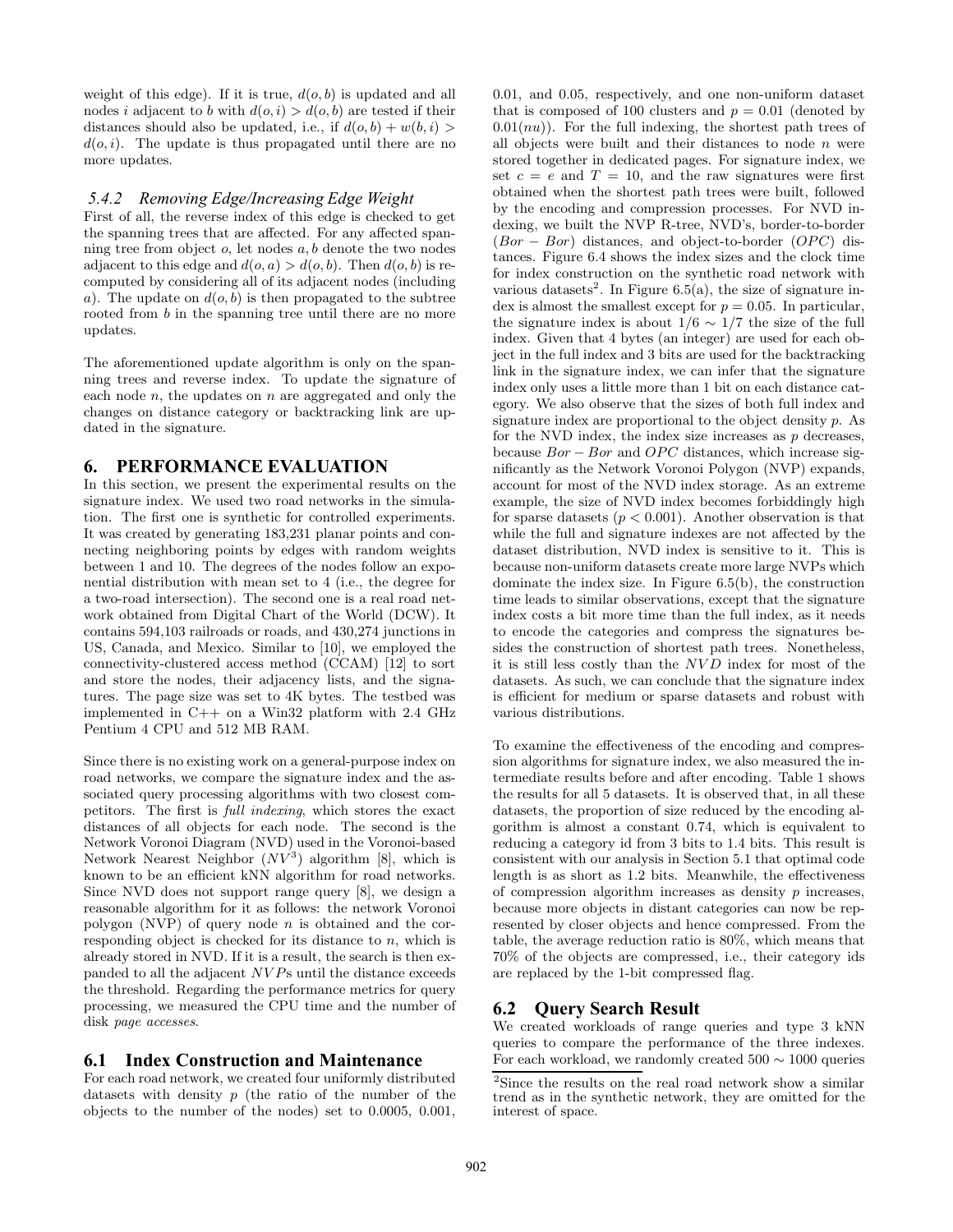weight of this edge). If it is true, $d(o, b)$ is updated and all nodes $i$ adjacent to $b$ with $d(o, i) > d(o, b)$ are tested if their distances should also be updated, i.e., if $d(o, b) + w(b, i) > d(o, i)$. The update is thus propagated until there are no more updates.

#### 5.4.2 Removing Edge/Increasing Edge Weight

First of all, the reverse index of this edge is checked to get the spanning trees that are affected. For any affected spanning tree from object $o$, let nodes $a, b$ denote the two nodes adjacent to this edge and $d(o, a) > d(o, b)$. Then $d(o, b)$ is recomputed by considering all of its adjacent nodes (including $a$). The update on $d(o, b)$ is then propagated to the subtree rooted from $b$ in the spanning tree until there are no more updates.

The aforementioned update algorithm is only on the spanning trees and reverse index. To update the signature of each node $n$, the updates on $n$ are aggregated and only the changes on distance category or backtracking link are updated in the signature.

## 6. PERFORMANCE EVALUATION

In this section, we present the experimental results on the signature index. We used two road networks in the simulation. The first one is synthetic for controlled experiments. It was created by generating 183,231 planar points and connecting neighboring points by edges with random weights between 1 and 10. The degrees of the nodes follow an exponential distribution with mean set to 4 (i.e., the degree for a two-road intersection). The second one is a real road network obtained from Digital Chart of the World (DCW). It contains 594,103 railroads or roads, and 430,274 junctions in US, Canada, and Mexico. Similar to [10], we employed the connectivity-clustered access method (CCAM) [12] to sort and store the nodes, their adjacency lists, and the signatures. The page size was set to 4K bytes. The testbed was implemented in C++ on a Win32 platform with 2.4 GHz Pentium 4 CPU and 512 MB RAM.

Since there is no existing work on a general-purpose index on road networks, we compare the signature index and the associated query processing algorithms with two closest competitors. The first is *full indexing*, which stores the exact distances of all objects for each node. The second is the Network Voronoi Diagram (NVD) used in the Voronoi-based Network Nearest Neighbor ($NV^3$) algorithm [8], which is known to be an efficient kNN algorithm for road networks. Since NVD does not support range query [8], we design a reasonable algorithm for it as follows: the network Voronoi polygon (NVP) of query node $n$ is obtained and the corresponding object is checked for its distance to $n$, which is already stored in NVD. If it is a result, the search is then expanded to all the adjacent $NVP$s until the distance exceeds the threshold. Regarding the performance metrics for query processing, we measured the CPU time and the number of disk *page accesses*.

### 6.1 Index Construction and Maintenance

For each road network, we created four uniformly distributed datasets with density $p$ (the ratio of the number of the objects to the number of the nodes) set to 0.0005, 0.001, 0.01, and 0.05, respectively, and one non-uniform dataset that is composed of 100 clusters and $p = 0.01$ (denoted by $0.01(nu)$). For the full indexing, the shortest path trees of all objects were built and their distances to node $n$ were stored together in dedicated pages. For signature index, we set $c = e$ and $T = 10$, and the raw signatures were first obtained when the shortest path trees were built, followed by the encoding and compression processes. For NVD indexing, we built the NVP R-tree, NVD's, border-to-border ($Bor - Bor$) distances, and object-to-border ($OPC$) distances. Figure 6.4 shows the index sizes and the clock time for index construction on the synthetic road network with various datasets[2]. In Figure 6.5(a), the size of signature index is almost the smallest except for $p = 0.05$. In particular, the signature index is about $1/6 \sim 1/7$ the size of the full index. Given that 4 bytes (an integer) are used for each object in the full index and 3 bits are used for the backtracking link in the signature index, we can infer that the signature index only uses a little more than 1 bit on each distance category. We also observe that the sizes of both full index and signature index are proportional to the object density $p$. As for the NVD index, the index size increases as $p$ decreases, because $Bor - Bor$ and $OPC$ distances, which increase significantly as the Network Voronoi Polygon (NVP) expands, account for most of the NVD index storage. As an extreme example, the size of NVD index becomes forbiddingly high for sparse datasets ($p < 0.001$). Another observation is that while the full and signature indexes are not affected by the dataset distribution, NVD index is sensitive to it. This is because non-uniform datasets create more large NVPs which dominate the index size. In Figure 6.5(b), the construction time leads to similar observations, except that the signature index costs a bit more time than the full index, as it needs to encode the categories and compress the signatures besides the construction of shortest path trees. Nonetheless, it is still less costly than the $NVD$ index for most of the datasets. As such, we can conclude that the signature index is efficient for medium or sparse datasets and robust with various distributions.

To examine the effectiveness of the encoding and compression algorithms for signature index, we also measured the intermediate results before and after encoding. Table 1 shows the results for all 5 datasets. It is observed that, in all these datasets, the proportion of size reduced by the encoding algorithm is almost a constant 0.74, which is equivalent to reducing a category id from 3 bits to 1.4 bits. This result is consistent with our analysis in Section 5.1 that optimal code length is as short as 1.2 bits. Meanwhile, the effectiveness of compression algorithm increases as density $p$ increases, because more objects in distant categories can now be represented by closer objects and hence compressed. From the table, the average reduction ratio is 80%, which means that 70% of the objects are compressed, i.e., their category ids are replaced by the 1-bit compressed flag.

### 6.2 Query Search Result

We created workloads of range queries and type 3 kNN queries to compare the performance of the three indexes. For each workload, we randomly created $500 \sim 1000$ queries

[2] Since the results on the real road network show a similar trend as in the synthetic network, they are omitted for the interest of space.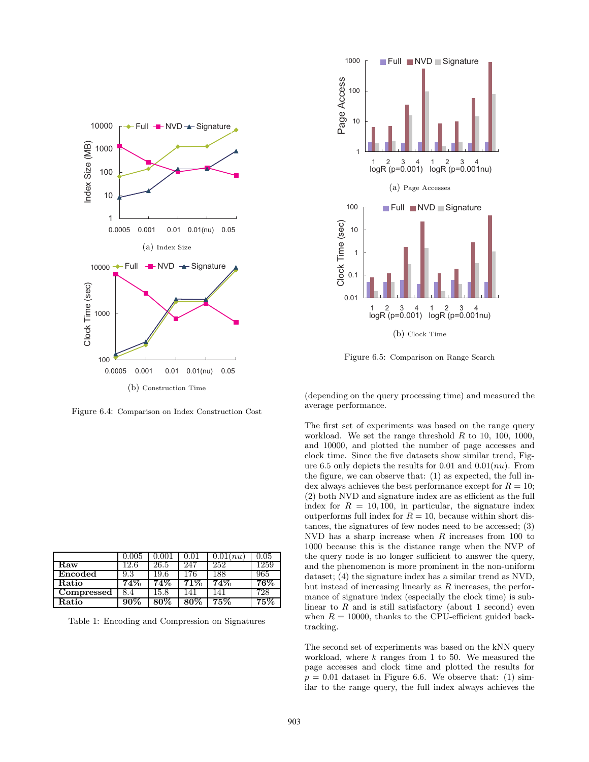(a) Index Size

(b) Construction Time

Figure 6.4: Comparison on Index Construction Cost

| | 0.005 | 0.001 | 0.01 | 0.01(*nu*) | 0.05 |
|---|---|---|---|---|---|
| **Raw** | 12.6 | 26.5 | 247 | 252 | 1259 |
| **Encoded** | 9.3 | 19.6 | 176 | 188 | 965 |
| **Ratio** | **74%** | **74%** | **71%** | **74%** | **76%** |
| **Compressed** | 8.4 | 15.8 | 141 | 141 | 728 |
| **Ratio** | **90%** | **80%** | **80%** | **75%** | **75%** |

Table 1: Encoding and Compression on Signatures

(a) Page Accesses

(b) Clock Time

Figure 6.5: Comparison on Range Search

(depending on the query processing time) and measured the average performance.

The first set of experiments was based on the range query workload. We set the range threshold $R$ to 10, 100, 1000, and 10000, and plotted the number of page accesses and clock time. Since the five datasets show similar trend, Figure 6.5 only depicts the results for 0.01 and 0.01($nu$). From the figure, we can observe that: (1) as expected, the full index always achieves the best performance except for $R = 10$; (2) both NVD and signature index are as efficient as the full index for $R = 10, 100$, in particular, the signature index outperforms full index for $R = 10$, because within short distances, the signatures of few nodes need to be accessed; (3) NVD has a sharp increase when $R$ increases from 100 to 1000 because this is the distance range when the NVP of the query node is no longer sufficient to answer the query, and the phenomenon is more prominent in the non-uniform dataset; (4) the signature index has a similar trend as NVD, but instead of increasing linearly as $R$ increases, the performance of signature index (especially the clock time) is sub-linear to $R$ and is still satisfactory (about 1 second) even when $R = 10000$, thanks to the CPU-efficient guided backtracking.

The second set of experiments was based on the kNN query workload, where $k$ ranges from 1 to 50. We measured the page accesses and clock time and plotted the results for $p = 0.01$ dataset in Figure 6.6. We observe that: (1) similar to the range query, the full index always achieves the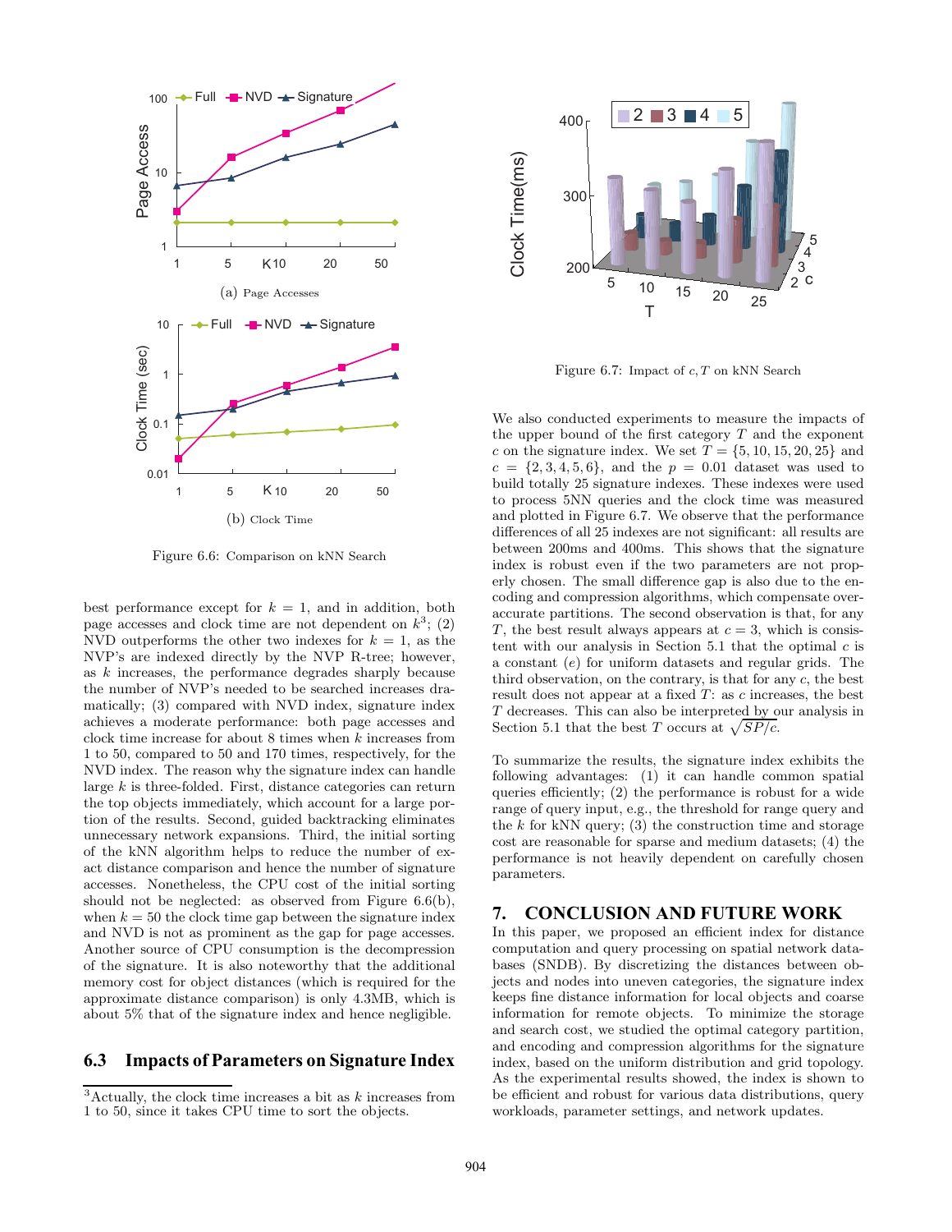Figure 6.6: Comparison on kNN Search

(a) Page Accesses

(b) Clock Time

best performance except for $k = 1$, and in addition, both page accesses and clock time are not dependent on $k$[3]; (2) NVD outperforms the other two indexes for $k = 1$, as the NVP's are indexed directly by the NVP R-tree; however, as $k$ increases, the performance degrades sharply because the number of NVP's needed to be searched increases dramatically; (3) compared with NVD index, signature index achieves a moderate performance: both page accesses and clock time increase for about 8 times when $k$ increases from 1 to 50, compared to 50 and 170 times, respectively, for the NVD index. The reason why the signature index can handle large $k$ is three-folded. First, distance categories can return the top objects immediately, which account for a large portion of the results. Second, guided backtracking eliminates unnecessary network expansions. Third, the initial sorting of the kNN algorithm helps to reduce the number of exact distance comparison and hence the number of signature accesses. Nonetheless, the CPU cost of the initial sorting should not be neglected: as observed from Figure 6.6(b), when $k = 50$ the clock time gap between the signature index and NVD is not as prominent as the gap for page accesses. Another source of CPU consumption is the decompression of the signature. It is also noteworthy that the additional memory cost for object distances (which is required for the approximate distance comparison) is only 4.3MB, which is about 5% that of the signature index and hence negligible.

### 6.3 Impacts of Parameters on Signature Index

[3] Actually, the clock time increases a bit as $k$ increases from 1 to 50, since it takes CPU time to sort the objects.

Figure 6.7: Impact of $c, T$ on kNN Search

We also conducted experiments to measure the impacts of the upper bound of the first category $T$ and the exponent $c$ on the signature index. We set $T = \{5, 10, 15, 20, 25\}$ and $c = \{2, 3, 4, 5, 6\}$, and the $p = 0.01$ dataset was used to build totally 25 signature indexes. These indexes were used to process 5NN queries and the clock time was measured and plotted in Figure 6.7. We observe that the performance differences of all 25 indexes are not significant: all results are between 200ms and 400ms. This shows that the signature index is robust even if the two parameters are not properly chosen. The small difference gap is also due to the encoding and compression algorithms, which compensate overaccurate partitions. The second observation is that, for any $T$, the best result always appears at $c = 3$, which is consistent with our analysis in Section 5.1 that the optimal $c$ is a constant ($e$) for uniform datasets and regular grids. The third observation, on the contrary, is that for any $c$, the best result does not appear at a fixed $T$: as $c$ increases, the best $T$ decreases. This can also be interpreted by our analysis in Section 5.1 that the best $T$ occurs at $\sqrt{SP/c}$.

To summarize the results, the signature index exhibits the following advantages: (1) it can handle common spatial queries efficiently; (2) the performance is robust for a wide range of query input, e.g., the threshold for range query and the $k$ for kNN query; (3) the construction time and storage cost are reasonable for sparse and medium datasets; (4) the performance is not heavily dependent on carefully chosen parameters.

## 7. CONCLUSION AND FUTURE WORK

In this paper, we proposed an efficient index for distance computation and query processing on spatial network databases (SNDB). By discretizing the distances between objects and nodes into uneven categories, the signature index keeps fine distance information for local objects and coarse information for remote objects. To minimize the storage and search cost, we studied the optimal category partition, and encoding and compression algorithms for the signature index, based on the uniform distribution and grid topology. As the experimental results showed, the index is shown to be efficient and robust for various data distributions, query workloads, parameter settings, and network updates.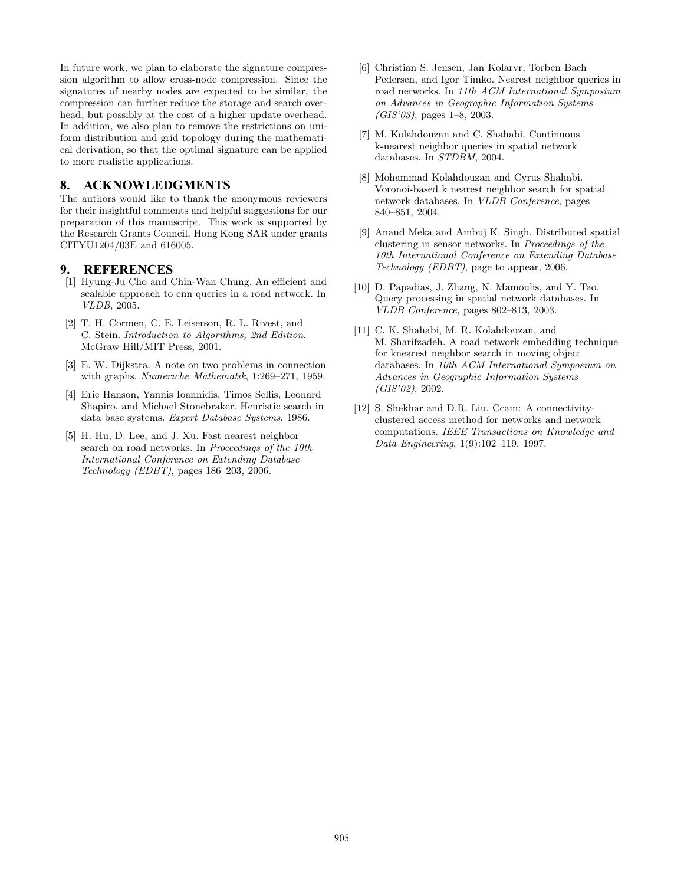In future work, we plan to elaborate the signature compression algorithm to allow cross-node compression. Since the signatures of nearby nodes are expected to be similar, the compression can further reduce the storage and search overhead, but possibly at the cost of a higher update overhead. In addition, we also plan to remove the restrictions on uniform distribution and grid topology during the mathematical derivation, so that the optimal signature can be applied to more realistic applications.

## 8. ACKNOWLEDGMENTS

The authors would like to thank the anonymous reviewers for their insightful comments and helpful suggestions for our preparation of this manuscript. This work is supported by the Research Grants Council, Hong Kong SAR under grants CITYU1204/03E and 616005.

## 9. REFERENCES

[1] Hyung-Ju Cho and Chin-Wan Chung. An efficient and scalable approach to cnn queries in a road network. In *VLDB*, 2005.

[2] T. H. Cormen, C. E. Leiserson, R. L. Rivest, and C. Stein. *Introduction to Algorithms, 2nd Edition*. McGraw Hill/MIT Press, 2001.

[3] E. W. Dijkstra. A note on two problems in connection with graphs. *Numeriche Mathematik*, 1:269–271, 1959.

[4] Eric Hanson, Yannis Ioannidis, Timos Sellis, Leonard Shapiro, and Michael Stonebraker. Heuristic search in data base systems. *Expert Database Systems*, 1986.

[5] H. Hu, D. Lee, and J. Xu. Fast nearest neighbor search on road networks. In *Proceedings of the 10th International Conference on Extending Database Technology (EDBT)*, pages 186–203, 2006.

[6] Christian S. Jensen, Jan Kolarvr, Torben Bach Pedersen, and Igor Timko. Nearest neighbor queries in road networks. In *11th ACM International Symposium on Advances in Geographic Information Systems (GIS'03)*, pages 1–8, 2003.

[7] M. Kolahdouzan and C. Shahabi. Continuous k-nearest neighbor queries in spatial network databases. In *STDBM*, 2004.

[8] Mohammad Kolahdouzan and Cyrus Shahabi. Voronoi-based k nearest neighbor search for spatial network databases. In *VLDB Conference*, pages 840–851, 2004.

[9] Anand Meka and Ambuj K. Singh. Distributed spatial clustering in sensor networks. In *Proceedings of the 10th International Conference on Extending Database Technology (EDBT)*, page to appear, 2006.

[10] D. Papadias, J. Zhang, N. Mamoulis, and Y. Tao. Query processing in spatial network databases. In *VLDB Conference*, pages 802–813, 2003.

[11] C. K. Shahabi, M. R. Kolahdouzan, and M. Sharifzadeh. A road network embedding technique for knearest neighbor search in moving object databases. In *10th ACM International Symposium on Advances in Geographic Information Systems (GIS'02)*, 2002.

[12] S. Shekhar and D.R. Liu. Ccam: A connectivity-clustered access method for networks and network computations. *IEEE Transactions on Knowledge and Data Engineering*, 1(9):102–119, 1997.